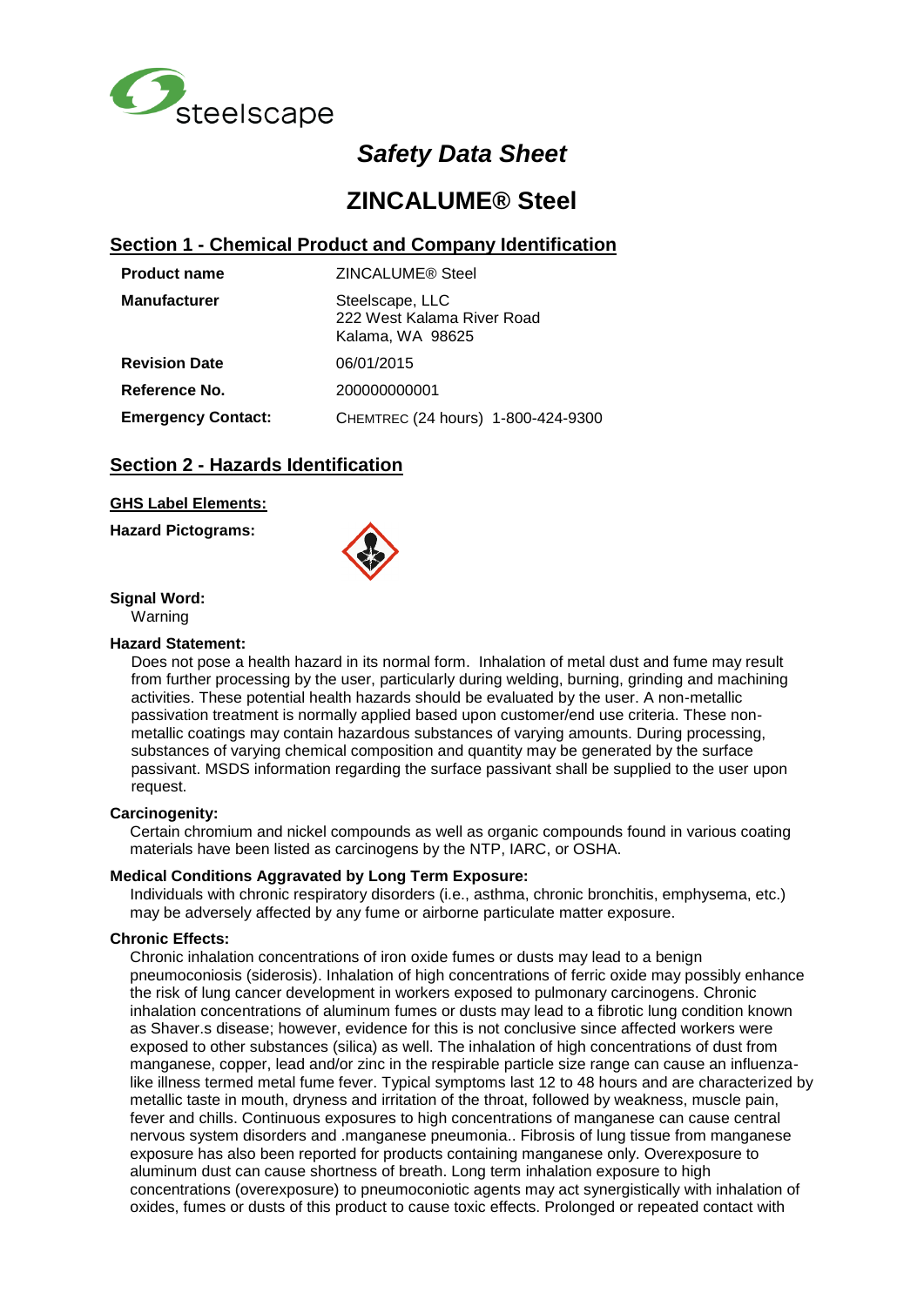steelscape

# *Safety Data Sheet*

# ZINCALUME® Steel

## Section 1 - Chemical Product and Company Identification

| | |
|---|---|
| **Product name** | ZINCALUME® Steel |
| **Manufacturer** | Steelscape, LLC<br>222 West Kalama River Road<br>Kalama, WA 98625 |
| **Revision Date** | 06/01/2015 |
| **Reference No.** | 200000000001 |
| **Emergency Contact:** | CHEMTREC (24 hours) 1-800-424-9300 |

## Section 2 - Hazards Identification

**GHS Label Elements:**

**Hazard Pictograms:**

**Signal Word:**

Warning

**Hazard Statement:**

Does not pose a health hazard in its normal form. Inhalation of metal dust and fume may result from further processing by the user, particularly during welding, burning, grinding and machining activities. These potential health hazards should be evaluated by the user. A non-metallic passivation treatment is normally applied based upon customer/end use criteria. These non-metallic coatings may contain hazardous substances of varying amounts. During processing, substances of varying chemical composition and quantity may be generated by the surface passivant. MSDS information regarding the surface passivant shall be supplied to the user upon request.

**Carcinogenity:**

Certain chromium and nickel compounds as well as organic compounds found in various coating materials have been listed as carcinogens by the NTP, IARC, or OSHA.

**Medical Conditions Aggravated by Long Term Exposure:**

Individuals with chronic respiratory disorders (i.e., asthma, chronic bronchitis, emphysema, etc.) may be adversely affected by any fume or airborne particulate matter exposure.

**Chronic Effects:**

Chronic inhalation concentrations of iron oxide fumes or dusts may lead to a benign pneumoconiosis (siderosis). Inhalation of high concentrations of ferric oxide may possibly enhance the risk of lung cancer development in workers exposed to pulmonary carcinogens. Chronic inhalation concentrations of aluminum fumes or dusts may lead to a fibrotic lung condition known as Shaver.s disease; however, evidence for this is not conclusive since affected workers were exposed to other substances (silica) as well. The inhalation of high concentrations of dust from manganese, copper, lead and/or zinc in the respirable particle size range can cause an influenza-like illness termed metal fume fever. Typical symptoms last 12 to 48 hours and are characterized by metallic taste in mouth, dryness and irritation of the throat, followed by weakness, muscle pain, fever and chills. Continuous exposures to high concentrations of manganese can cause central nervous system disorders and .manganese pneumonia.. Fibrosis of lung tissue from manganese exposure has also been reported for products containing manganese only. Overexposure to aluminum dust can cause shortness of breath. Long term inhalation exposure to high concentrations (overexposure) to pneumoconiotic agents may act synergistically with inhalation of oxides, fumes or dusts of this product to cause toxic effects. Prolonged or repeated contact with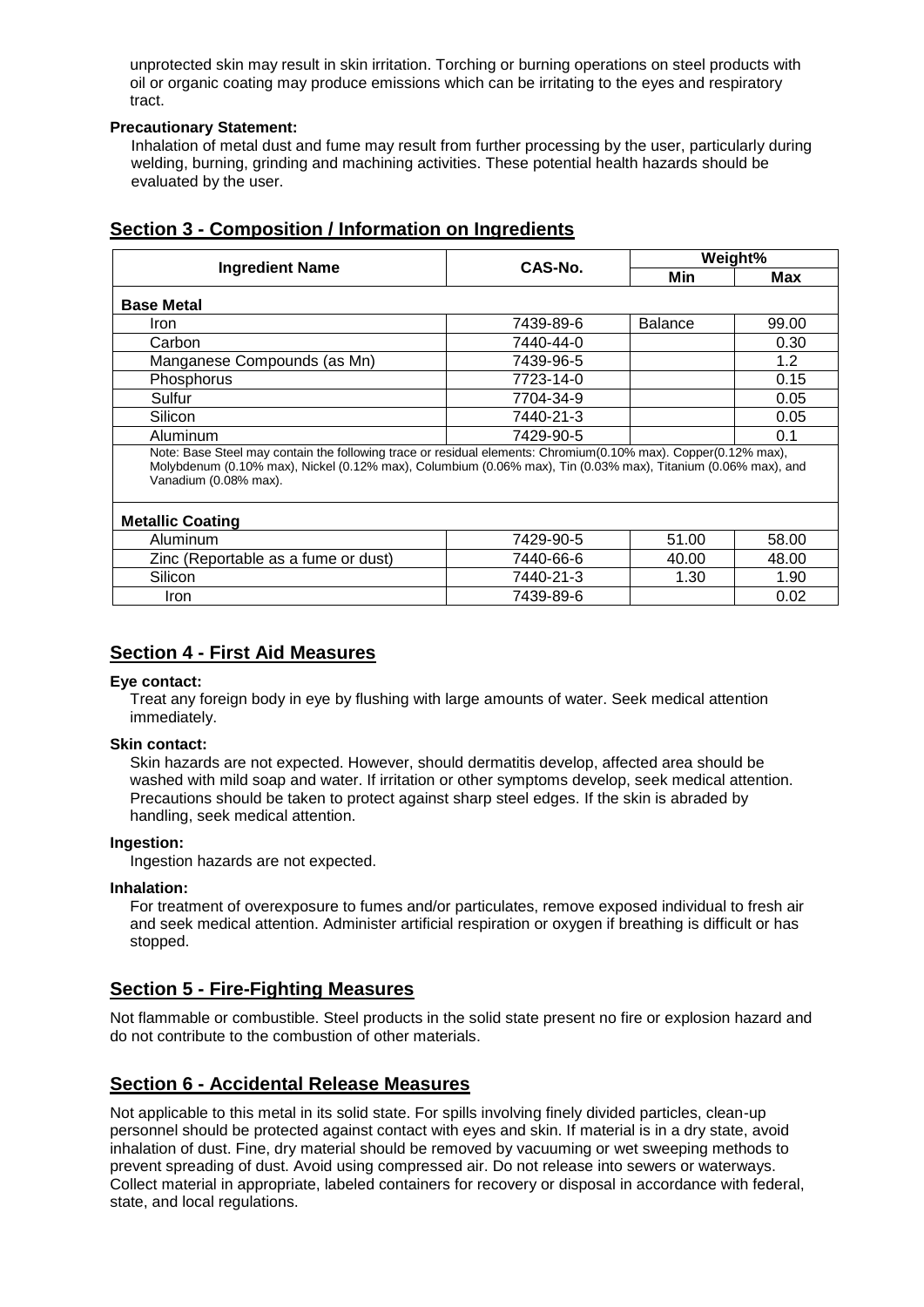unprotected skin may result in skin irritation. Torching or burning operations on steel products with oil or organic coating may produce emissions which can be irritating to the eyes and respiratory tract.

**Precautionary Statement:**

Inhalation of metal dust and fume may result from further processing by the user, particularly during welding, burning, grinding and machining activities. These potential health hazards should be evaluated by the user.

## Section 3 - Composition / Information on Ingredients

| Ingredient Name | CAS-No. | Weight% | |
|---|---|---|---|
| | | Min | Max |
| **Base Metal** | | | |
| Iron | 7439-89-6 | Balance | 99.00 |
| Carbon | 7440-44-0 | | 0.30 |
| Manganese Compounds (as Mn) | 7439-96-5 | | 1.2 |
| Phosphorus | 7723-14-0 | | 0.15 |
| Sulfur | 7704-34-9 | | 0.05 |
| Silicon | 7440-21-3 | | 0.05 |
| Aluminum | 7429-90-5 | | 0.1 |
| Note: Base Steel may contain the following trace or residual elements: Chromium(0.10% max). Copper(0.12% max), Molybdenum (0.10% max), Nickel (0.12% max), Columbium (0.06% max), Tin (0.03% max), Titanium (0.06% max), and Vanadium (0.08% max). | | | |
| **Metallic Coating** | | | |
| Aluminum | 7429-90-5 | 51.00 | 58.00 |
| Zinc (Reportable as a fume or dust) | 7440-66-6 | 40.00 | 48.00 |
| Silicon | 7440-21-3 | 1.30 | 1.90 |
| Iron | 7439-89-6 | | 0.02 |

## Section 4 - First Aid Measures

**Eye contact:**

Treat any foreign body in eye by flushing with large amounts of water. Seek medical attention immediately.

**Skin contact:**

Skin hazards are not expected. However, should dermatitis develop, affected area should be washed with mild soap and water. If irritation or other symptoms develop, seek medical attention. Precautions should be taken to protect against sharp steel edges. If the skin is abraded by handling, seek medical attention.

**Ingestion:**

Ingestion hazards are not expected.

**Inhalation:**

For treatment of overexposure to fumes and/or particulates, remove exposed individual to fresh air and seek medical attention. Administer artificial respiration or oxygen if breathing is difficult or has stopped.

## Section 5 - Fire-Fighting Measures

Not flammable or combustible. Steel products in the solid state present no fire or explosion hazard and do not contribute to the combustion of other materials.

## Section 6 - Accidental Release Measures

Not applicable to this metal in its solid state. For spills involving finely divided particles, clean-up personnel should be protected against contact with eyes and skin. If material is in a dry state, avoid inhalation of dust. Fine, dry material should be removed by vacuuming or wet sweeping methods to prevent spreading of dust. Avoid using compressed air. Do not release into sewers or waterways. Collect material in appropriate, labeled containers for recovery or disposal in accordance with federal, state, and local regulations.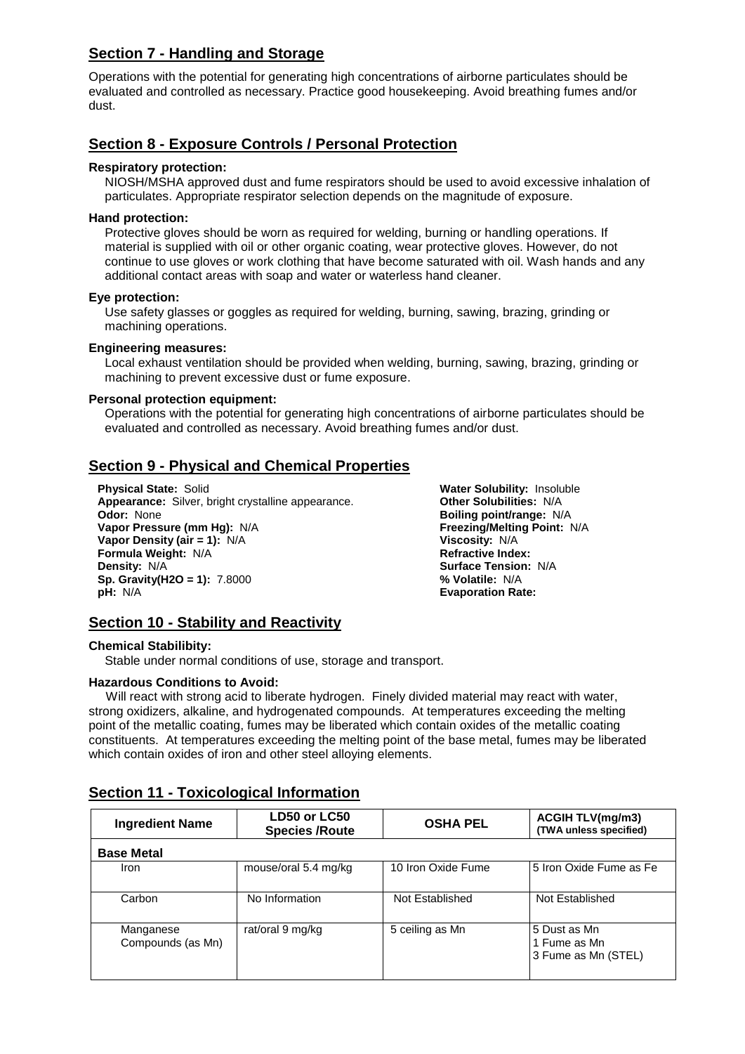## Section 7 - Handling and Storage

Operations with the potential for generating high concentrations of airborne particulates should be evaluated and controlled as necessary. Practice good housekeeping. Avoid breathing fumes and/or dust.

## Section 8 - Exposure Controls / Personal Protection

**Respiratory protection:**

NIOSH/MSHA approved dust and fume respirators should be used to avoid excessive inhalation of particulates. Appropriate respirator selection depends on the magnitude of exposure.

**Hand protection:**

Protective gloves should be worn as required for welding, burning or handling operations. If material is supplied with oil or other organic coating, wear protective gloves. However, do not continue to use gloves or work clothing that have become saturated with oil. Wash hands and any additional contact areas with soap and water or waterless hand cleaner.

**Eye protection:**

Use safety glasses or goggles as required for welding, burning, sawing, brazing, grinding or machining operations.

**Engineering measures:**

Local exhaust ventilation should be provided when welding, burning, sawing, brazing, grinding or machining to prevent excessive dust or fume exposure.

**Personal protection equipment:**

Operations with the potential for generating high concentrations of airborne particulates should be evaluated and controlled as necessary. Avoid breathing fumes and/or dust.

## Section 9 - Physical and Chemical Properties

**Physical State:** Solid
**Appearance:** Silver, bright crystalline appearance.
**Odor:** None
**Vapor Pressure (mm Hg):** N/A
**Vapor Density (air = 1):** N/A
**Formula Weight:** N/A
**Density:** N/A
**Sp. Gravity(H2O = 1):** 7.8000
**pH:** N/A

**Water Solubility:** Insoluble
**Other Solubilities:** N/A
**Boiling point/range:** N/A
**Freezing/Melting Point:** N/A
**Viscosity:** N/A
**Refractive Index:**
**Surface Tension:** N/A
**% Volatile:** N/A
**Evaporation Rate:**

## Section 10 - Stability and Reactivity

**Chemical Stabilibity:**

Stable under normal conditions of use, storage and transport.

**Hazardous Conditions to Avoid:**

Will react with strong acid to liberate hydrogen. Finely divided material may react with water, strong oxidizers, alkaline, and hydrogenated compounds. At temperatures exceeding the melting point of the metallic coating, fumes may be liberated which contain oxides of the metallic coating constituents. At temperatures exceeding the melting point of the base metal, fumes may be liberated which contain oxides of iron and other steel alloying elements.

## Section 11 - Toxicological Information

| Ingredient Name | LD50 or LC50 Species /Route | OSHA PEL | ACGIH TLV(mg/m3) (TWA unless specified) |
|---|---|---|---|
| **Base Metal** | | | |
| Iron | mouse/oral 5.4 mg/kg | 10 Iron Oxide Fume | 5 Iron Oxide Fume as Fe |
| Carbon | No Information | Not Established | Not Established |
| Manganese Compounds (as Mn) | rat/oral 9 mg/kg | 5 ceiling as Mn | 5 Dust as Mn<br>1 Fume as Mn<br>3 Fume as Mn (STEL) |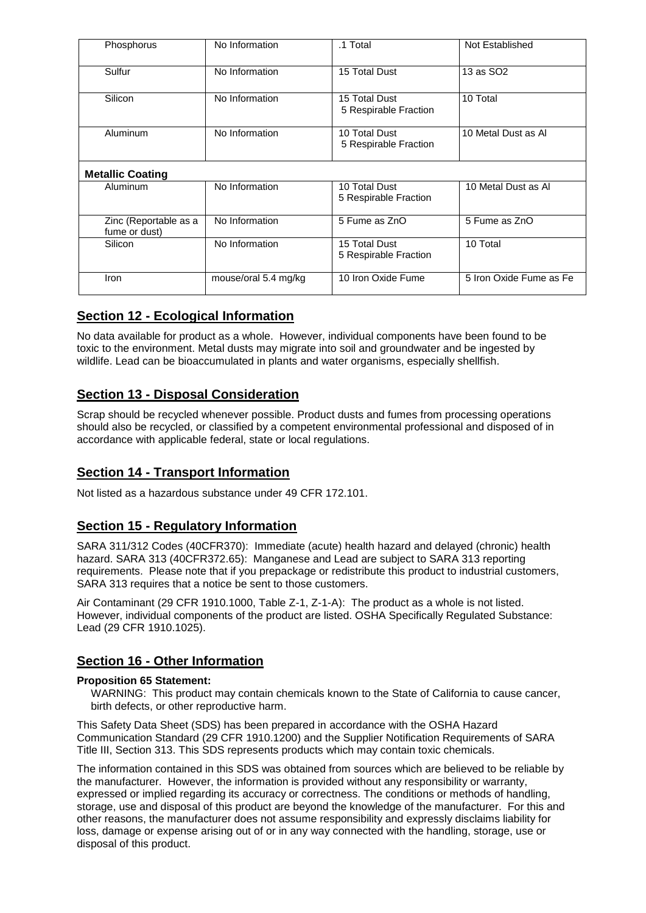| | | | |
|---|---|---|---|
| Phosphorus | No Information | .1 Total | Not Established |
| Sulfur | No Information | 15 Total Dust | 13 as $SO_2$ |
| Silicon | No Information | 15 Total Dust<br>5 Respirable Fraction | 10 Total |
| Aluminum | No Information | 10 Total Dust<br>5 Respirable Fraction | 10 Metal Dust as Al |
| **Metallic Coating** | | | |
| Aluminum | No Information | 10 Total Dust<br>5 Respirable Fraction | 10 Metal Dust as Al |
| Zinc (Reportable as a fume or dust) | No Information | 5 Fume as ZnO | 5 Fume as ZnO |
| Silicon | No Information | 15 Total Dust<br>5 Respirable Fraction | 10 Total |
| Iron | mouse/oral 5.4 mg/kg | 10 Iron Oxide Fume | 5 Iron Oxide Fume as Fe |

## Section 12 - Ecological Information

No data available for product as a whole. However, individual components have been found to be toxic to the environment. Metal dusts may migrate into soil and groundwater and be ingested by wildlife. Lead can be bioaccumulated in plants and water organisms, especially shellfish.

## Section 13 - Disposal Consideration

Scrap should be recycled whenever possible. Product dusts and fumes from processing operations should also be recycled, or classified by a competent environmental professional and disposed of in accordance with applicable federal, state or local regulations.

## Section 14 - Transport Information

Not listed as a hazardous substance under 49 CFR 172.101.

## Section 15 - Regulatory Information

SARA 311/312 Codes (40CFR370): Immediate (acute) health hazard and delayed (chronic) health hazard. SARA 313 (40CFR372.65): Manganese and Lead are subject to SARA 313 reporting requirements. Please note that if you prepackage or redistribute this product to industrial customers, SARA 313 requires that a notice be sent to those customers.

Air Contaminant (29 CFR 1910.1000, Table Z-1, Z-1-A): The product as a whole is not listed. However, individual components of the product are listed. OSHA Specifically Regulated Substance: Lead (29 CFR 1910.1025).

## Section 16 - Other Information

**Proposition 65 Statement:**

WARNING: This product may contain chemicals known to the State of California to cause cancer, birth defects, or other reproductive harm.

This Safety Data Sheet (SDS) has been prepared in accordance with the OSHA Hazard Communication Standard (29 CFR 1910.1200) and the Supplier Notification Requirements of SARA Title III, Section 313. This SDS represents products which may contain toxic chemicals.

The information contained in this SDS was obtained from sources which are believed to be reliable by the manufacturer. However, the information is provided without any responsibility or warranty, expressed or implied regarding its accuracy or correctness. The conditions or methods of handling, storage, use and disposal of this product are beyond the knowledge of the manufacturer. For this and other reasons, the manufacturer does not assume responsibility and expressly disclaims liability for loss, damage or expense arising out of or in any way connected with the handling, storage, use or disposal of this product.